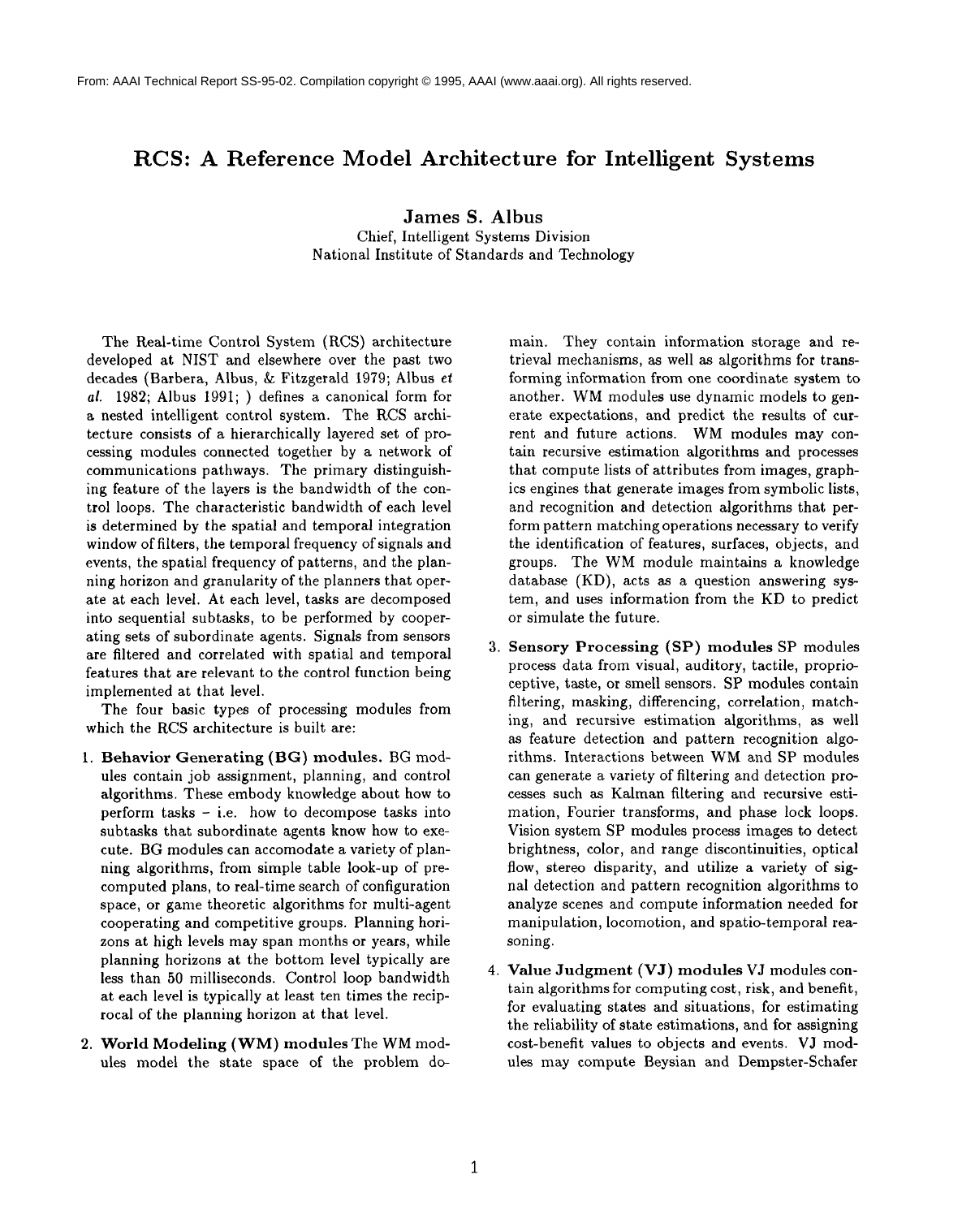From: AAAI Technical Report SS-95-02. Compilation copyright © 1995, AAAI (www.aaai.org). All rights reserved.

# RCS: A Reference Model Architecture for Intelligent Systems

**James S. Albus**
Chief, Intelligent Systems Division
National Institute of Standards and Technology

The Real-time Control System (RCS) architecture developed at NIST and elsewhere over the past two decades (Barbera, Albus, & Fitzgerald 1979; Albus *et al.* 1982; Albus 1991; ) defines a canonical form for a nested intelligent control system. The RCS architecture consists of a hierarchically layered set of processing modules connected together by a network of communications pathways. The primary distinguishing feature of the layers is the bandwidth of the control loops. The characteristic bandwidth of each level is determined by the spatial and temporal integration window of filters, the temporal frequency of signals and events, the spatial frequency of patterns, and the planning horizon and granularity of the planners that operate at each level. At each level, tasks are decomposed into sequential subtasks, to be performed by cooperating sets of subordinate agents. Signals from sensors are filtered and correlated with spatial and temporal features that are relevant to the control function being implemented at that level.

The four basic types of processing modules from which the RCS architecture is built are:

1. **Behavior Generating (BG) modules.** BG modules contain job assignment, planning, and control algorithms. These embody knowledge about how to perform tasks – i.e. how to decompose tasks into subtasks that subordinate agents know how to execute. BG modules can accomodate a variety of planning algorithms, from simple table look-up of precomputed plans, to real-time search of configuration space, or game theoretic algorithms for multi-agent cooperating and competitive groups. Planning horizons at high levels may span months or years, while planning horizons at the bottom level typically are less than 50 milliseconds. Control loop bandwidth at each level is typically at least ten times the reciprocal of the planning horizon at that level.

2. **World Modeling (WM) modules** The WM modules model the state space of the problem domain. They contain information storage and retrieval mechanisms, as well as algorithms for transforming information from one coordinate system to another. WM modules use dynamic models to generate expectations, and predict the results of current and future actions. WM modules may contain recursive estimation algorithms and processes that compute lists of attributes from images, graphics engines that generate images from symbolic lists, and recognition and detection algorithms that perform pattern matching operations necessary to verify the identification of features, surfaces, objects, and groups. The WM module maintains a knowledge database (KD), acts as a question answering system, and uses information from the KD to predict or simulate the future.

3. **Sensory Processing (SP) modules** SP modules process data from visual, auditory, tactile, proprioceptive, taste, or smell sensors. SP modules contain filtering, masking, differencing, correlation, matching, and recursive estimation algorithms, as well as feature detection and pattern recognition algorithms. Interactions between WM and SP modules can generate a variety of filtering and detection processes such as Kalman filtering and recursive estimation, Fourier transforms, and phase lock loops. Vision system SP modules process images to detect brightness, color, and range discontinuities, optical flow, stereo disparity, and utilize a variety of signal detection and pattern recognition algorithms to analyze scenes and compute information needed for manipulation, locomotion, and spatio-temporal reasoning.

4. **Value Judgment (VJ) modules** VJ modules contain algorithms for computing cost, risk, and benefit, for evaluating states and situations, for estimating the reliability of state estimations, and for assigning cost-benefit values to objects and events. VJ modules may compute Beysian and Dempster-Schafer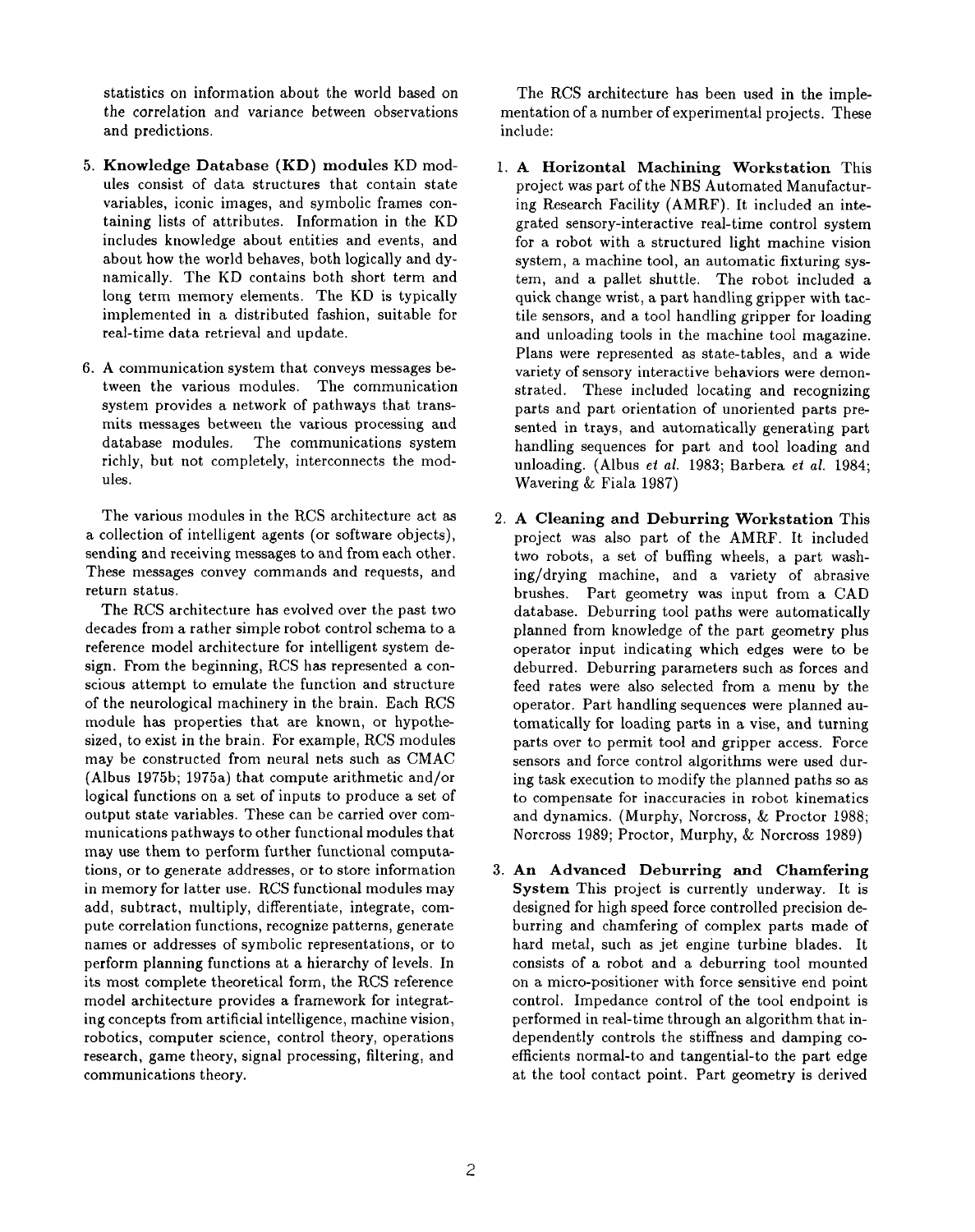statistics on information about the world based on the correlation and variance between observations and predictions.

5. **Knowledge Database (KD) modules** KD modules consist of data structures that contain state variables, iconic images, and symbolic frames containing lists of attributes. Information in the KD includes knowledge about entities and events, and about how the world behaves, both logically and dynamically. The KD contains both short term and long term memory elements. The KD is typically implemented in a distributed fashion, suitable for real-time data retrieval and update.

6. A communication system that conveys messages between the various modules. The communication system provides a network of pathways that transmits messages between the various processing and database modules. The communications system richly, but not completely, interconnects the modules.

The various modules in the RCS architecture act as a collection of intelligent agents (or software objects), sending and receiving messages to and from each other. These messages convey commands and requests, and return status.

The RCS architecture has evolved over the past two decades from a rather simple robot control schema to a reference model architecture for intelligent system design. From the beginning, RCS has represented a conscious attempt to emulate the function and structure of the neurological machinery in the brain. Each RCS module has properties that are known, or hypothesized, to exist in the brain. For example, RCS modules may be constructed from neural nets such as CMAC (Albus 1975b; 1975a) that compute arithmetic and/or logical functions on a set of inputs to produce a set of output state variables. These can be carried over communications pathways to other functional modules that may use them to perform further functional computations, or to generate addresses, or to store information in memory for latter use. RCS functional modules may add, subtract, multiply, differentiate, integrate, compute correlation functions, recognize patterns, generate names or addresses of symbolic representations, or to perform planning functions at a hierarchy of levels. In its most complete theoretical form, the RCS reference model architecture provides a framework for integrating concepts from artificial intelligence, machine vision, robotics, computer science, control theory, operations research, game theory, signal processing, filtering, and communications theory.

The RCS architecture has been used in the implementation of a number of experimental projects. These include:

1. **A Horizontal Machining Workstation** This project was part of the NBS Automated Manufacturing Research Facility (AMRF). It included an integrated sensory-interactive real-time control system for a robot with a structured light machine vision system, a machine tool, an automatic fixturing system, and a pallet shuttle. The robot included a quick change wrist, a part handling gripper with tactile sensors, and a tool handling gripper for loading and unloading tools in the machine tool magazine. Plans were represented as state-tables, and a wide variety of sensory interactive behaviors were demonstrated. These included locating and recognizing parts and part orientation of unoriented parts presented in trays, and automatically generating part handling sequences for part and tool loading and unloading. (Albus *et al.* 1983; Barbera *et al.* 1984; Wavering & Fiala 1987)

2. **A Cleaning and Deburring Workstation** This project was also part of the AMRF. It included two robots, a set of buffing wheels, a part washing/drying machine, and a variety of abrasive brushes. Part geometry was input from a CAD database. Deburring tool paths were automatically planned from knowledge of the part geometry plus operator input indicating which edges were to be deburred. Deburring parameters such as forces and feed rates were also selected from a menu by the operator. Part handling sequences were planned automatically for loading parts in a vise, and turning parts over to permit tool and gripper access. Force sensors and force control algorithms were used during task execution to modify the planned paths so as to compensate for inaccuracies in robot kinematics and dynamics. (Murphy, Norcross, & Proctor 1988; Norcross 1989; Proctor, Murphy, & Norcross 1989)

3. **An Advanced Deburring and Chamfering System** This project is currently underway. It is designed for high speed force controlled precision deburring and chamfering of complex parts made of hard metal, such as jet engine turbine blades. It consists of a robot and a deburring tool mounted on a micro-positioner with force sensitive end point control. Impedance control of the tool endpoint is performed in real-time through an algorithm that independently controls the stiffness and damping coefficients normal-to and tangential-to the part edge at the tool contact point. Part geometry is derived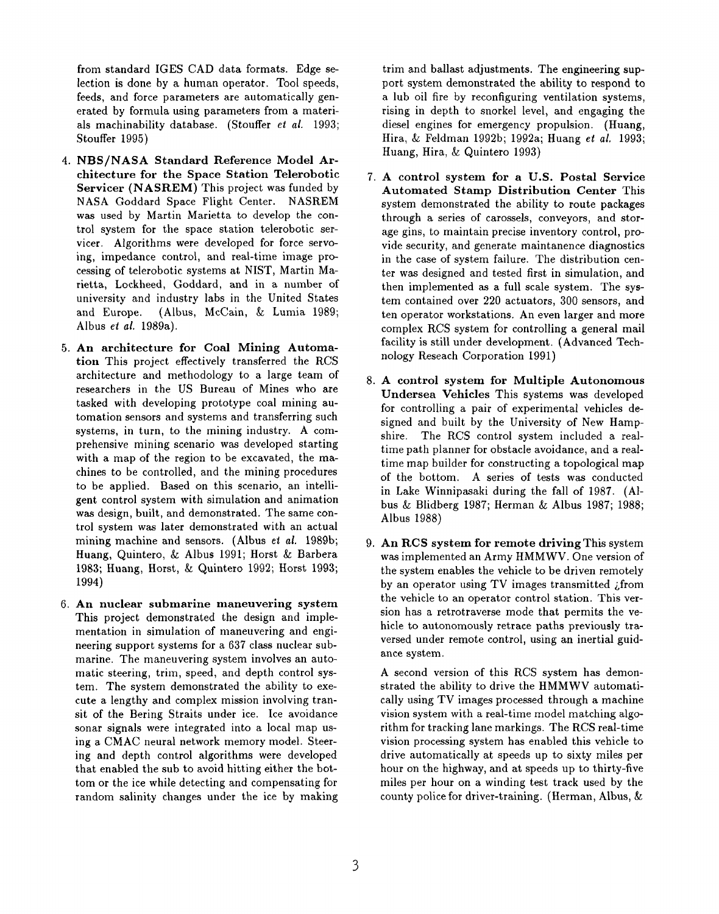from standard IGES CAD data formats. Edge selection is done by a human operator. Tool speeds, feeds, and force parameters are automatically generated by formula using parameters from a materials machinability database. (Stouffer *et al.* 1993; Stouffer 1995)

4. **NBS/NASA Standard Reference Model Architecture for the Space Station Telerobotic Servicer (NASREM)** This project was funded by NASA Goddard Space Flight Center. NASREM was used by Martin Marietta to develop the control system for the space station telerobotic servicer. Algorithms were developed for force servoing, impedance control, and real-time image processing of telerobotic systems at NIST, Martin Marietta, Lockheed, Goddard, and in a number of university and industry labs in the United States and Europe. (Albus, McCain, & Lumia 1989; Albus *et al.* 1989a).

5. **An architecture for Coal Mining Automation** This project effectively transferred the RCS architecture and methodology to a large team of researchers in the US Bureau of Mines who are tasked with developing prototype coal mining automation sensors and systems and transferring such systems, in turn, to the mining industry. A comprehensive mining scenario was developed starting with a map of the region to be excavated, the machines to be controlled, and the mining procedures to be applied. Based on this scenario, an intelligent control system with simulation and animation was design, built, and demonstrated. The same control system was later demonstrated with an actual mining machine and sensors. (Albus *et al.* 1989b; Huang, Quintero, & Albus 1991; Horst & Barbera 1983; Huang, Horst, & Quintero 1992; Horst 1993; 1994)

6. **An nuclear submarine maneuvering system** This project demonstrated the design and implementation in simulation of maneuvering and engineering support systems for a 637 class nuclear submarine. The maneuvering system involves an automatic steering, trim, speed, and depth control system. The system demonstrated the ability to execute a lengthy and complex mission involving transit of the Bering Straits under ice. Ice avoidance sonar signals were integrated into a local map using a CMAC neural network memory model. Steering and depth control algorithms were developed that enabled the sub to avoid hitting either the bottom or the ice while detecting and compensating for random salinity changes under the ice by making trim and ballast adjustments. The engineering support system demonstrated the ability to respond to a lub oil fire by reconfiguring ventilation systems, rising in depth to snorkel level, and engaging the diesel engines for emergency propulsion. (Huang, Hira, & Feldman 1992b; 1992a; Huang *et al.* 1993; Huang, Hira, & Quintero 1993)

7. **A control system for a U.S. Postal Service Automated Stamp Distribution Center** This system demonstrated the ability to route packages through a series of carossels, conveyors, and storage gins, to maintain precise inventory control, provide security, and generate maintanence diagnostics in the case of system failure. The distribution center was designed and tested first in simulation, and then implemented as a full scale system. The system contained over 220 actuators, 300 sensors, and ten operator workstations. An even larger and more complex RCS system for controlling a general mail facility is still under development. (Advanced Technology Reseach Corporation 1991)

8. **A control system for Multiple Autonomous Undersea Vehicles** This systems was developed for controlling a pair of experimental vehicles designed and built by the University of New Hampshire. The RCS control system included a real-time path planner for obstacle avoidance, and a real-time map builder for constructing a topological map of the bottom. A series of tests was conducted in Lake Winnipasaki during the fall of 1987. (Albus & Blidberg 1987; Herman & Albus 1987; 1988; Albus 1988)

9. **An RCS system for remote driving** This system was implemented an Army HMMWV. One version of the system enables the vehicle to be driven remotely by an operator using TV images transmitted ¿from the vehicle to an operator control station. This version has a retrotraverse mode that permits the vehicle to autonomously retrace paths previously traversed under remote control, using an inertial guidance system.

   A second version of this RCS system has demonstrated the ability to drive the HMMWV automatically using TV images processed through a machine vision system with a real-time model matching algorithm for tracking lane markings. The RCS real-time vision processing system has enabled this vehicle to drive automatically at speeds up to sixty miles per hour on the highway, and at speeds up to thirty-five miles per hour on a winding test track used by the county police for driver-training. (Herman, Albus, &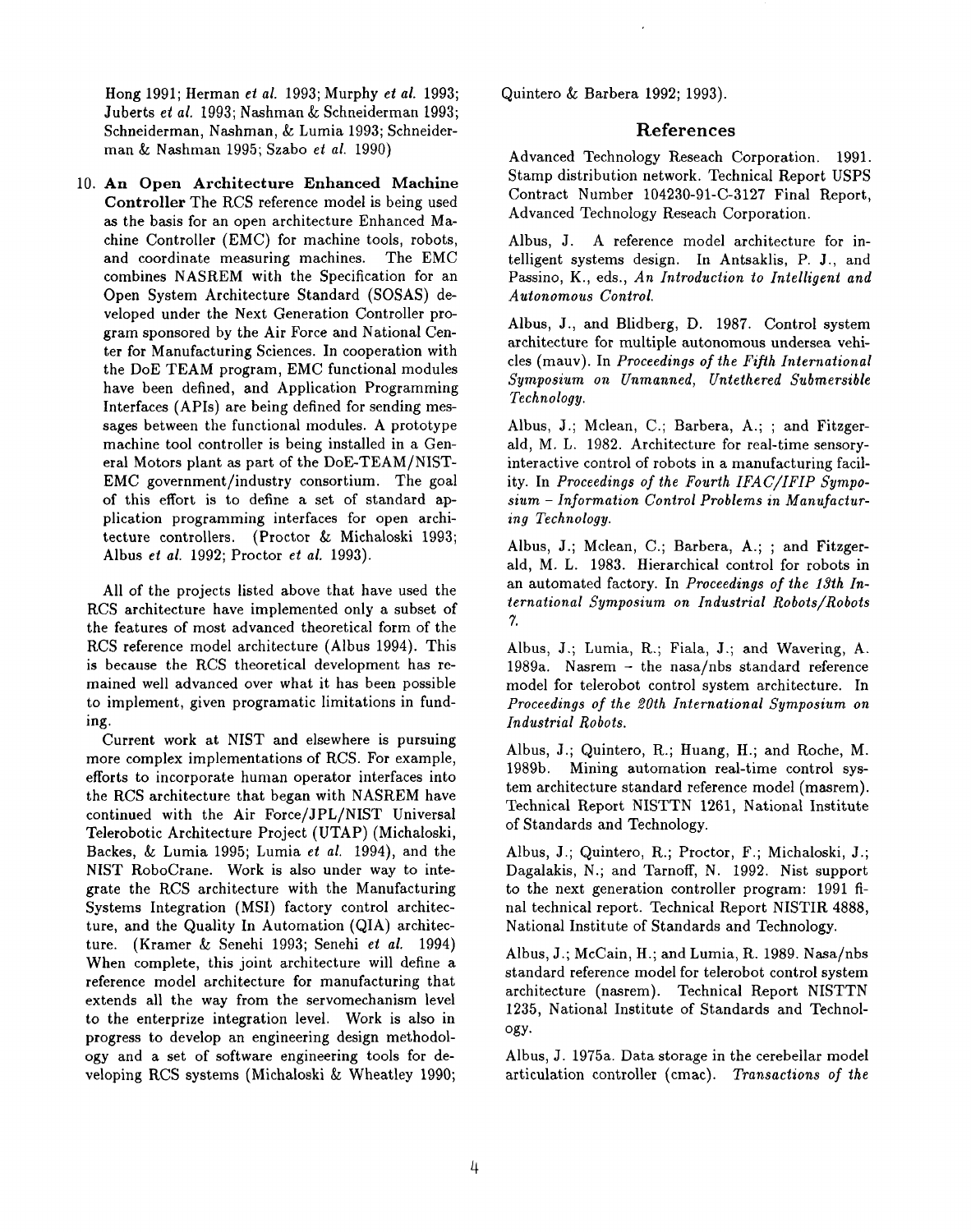Hong 1991; Herman *et al.* 1993; Murphy *et al.* 1993; Juberts *et al.* 1993; Nashman & Schneiderman 1993; Schneiderman, Nashman, & Lumia 1993; Schneiderman & Nashman 1995; Szabo *et al.* 1990)

10. **An Open Architecture Enhanced Machine Controller** The RCS reference model is being used as the basis for an open architecture Enhanced Machine Controller (EMC) for machine tools, robots, and coordinate measuring machines. The EMC combines NASREM with the Specification for an Open System Architecture Standard (SOSAS) developed under the Next Generation Controller program sponsored by the Air Force and National Center for Manufacturing Sciences. In cooperation with the DoE TEAM program, EMC functional modules have been defined, and Application Programming Interfaces (APIs) are being defined for sending messages between the functional modules. A prototype machine tool controller is being installed in a General Motors plant as part of the DoE-TEAM/NIST-EMC government/industry consortium. The goal of this effort is to define a set of standard application programming interfaces for open architecture controllers. (Proctor & Michaloski 1993; Albus *et al.* 1992; Proctor *et al.* 1993).

All of the projects listed above that have used the RCS architecture have implemented only a subset of the features of most advanced theoretical form of the RCS reference model architecture (Albus 1994). This is because the RCS theoretical development has remained well advanced over what it has been possible to implement, given programatic limitations in funding.

Current work at NIST and elsewhere is pursuing more complex implementations of RCS. For example, efforts to incorporate human operator interfaces into the RCS architecture that began with NASREM have continued with the Air Force/JPL/NIST Universal Telerobotic Architecture Project (UTAP) (Michaloski, Backes, & Lumia 1995; Lumia *et al.* 1994), and the NIST RoboCrane. Work is also under way to integrate the RCS architecture with the Manufacturing Systems Integration (MSI) factory control architecture, and the Quality In Automation (QIA) architecture. (Kramer & Senehi 1993; Senehi *et al.* 1994) When complete, this joint architecture will define a reference model architecture for manufacturing that extends all the way from the servomechanism level to the enterprize integration level. Work is also in progress to develop an engineering design methodology and a set of software engineering tools for developing RCS systems (Michaloski & Wheatley 1990; Quintero & Barbera 1992; 1993).

## References

Advanced Technology Reseach Corporation. 1991. Stamp distribution network. Technical Report USPS Contract Number 104230-91-C-3127 Final Report, Advanced Technology Reseach Corporation.

Albus, J. A reference model architecture for intelligent systems design. In Antsaklis, P. J., and Passino, K., eds., *An Introduction to Intelligent and Autonomous Control.*

Albus, J., and Blidberg, D. 1987. Control system architecture for multiple autonomous undersea vehicles (mauv). In *Proceedings of the Fifth International Symposium on Unmanned, Untethered Submersible Technology.*

Albus, J.; Mclean, C.; Barbera, A.; ; and Fitzgerald, M. L. 1982. Architecture for real-time sensory-interactive control of robots in a manufacturing facility. In *Proceedings of the Fourth IFAC/IFIP Symposium – Information Control Problems in Manufacturing Technology.*

Albus, J.; Mclean, C.; Barbera, A.; ; and Fitzgerald, M. L. 1983. Hierarchical control for robots in an automated factory. In *Proceedings of the 13th International Symposium on Industrial Robots/Robots 7.*

Albus, J.; Lumia, R.; Fiala, J.; and Wavering, A. 1989a. Nasrem – the nasa/nbs standard reference model for telerobot control system architecture. In *Proceedings of the 20th International Symposium on Industrial Robots.*

Albus, J.; Quintero, R.; Huang, H.; and Roche, M. 1989b. Mining automation real-time control system architecture standard reference model (masrem). Technical Report NISTTN 1261, National Institute of Standards and Technology.

Albus, J.; Quintero, R.; Proctor, F.; Michaloski, J.; Dagalakis, N.; and Tarnoff, N. 1992. Nist support to the next generation controller program: 1991 final technical report. Technical Report NISTIR 4888, National Institute of Standards and Technology.

Albus, J.; McCain, H.; and Lumia, R. 1989. Nasa/nbs standard reference model for telerobot control system architecture (nasrem). Technical Report NISTTN 1235, National Institute of Standards and Technology.

Albus, J. 1975a. Data storage in the cerebellar model articulation controller (cmac). *Transactions of the*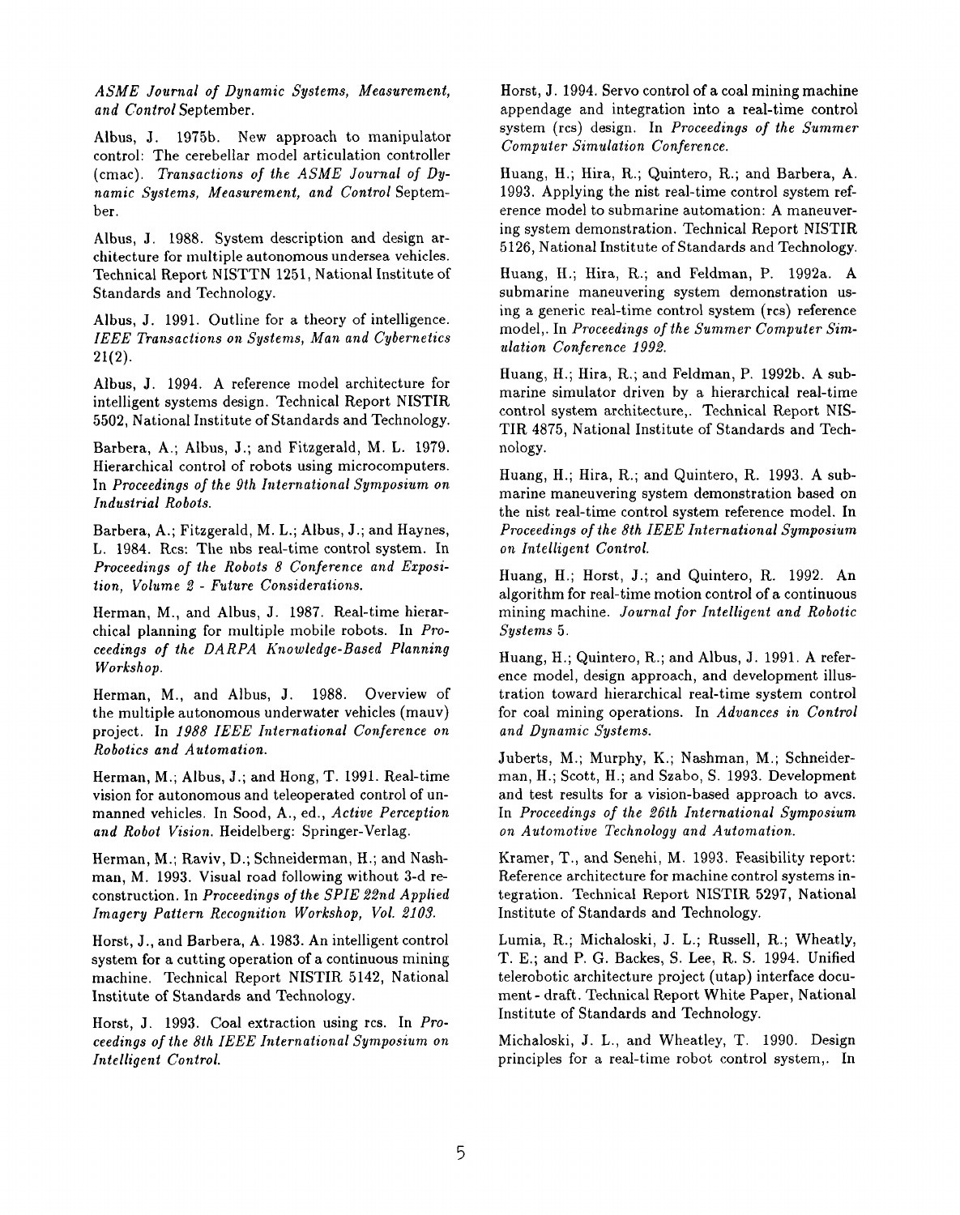*ASME Journal of Dynamic Systems, Measurement, and Control* September.

Albus, J. 1975b. New approach to manipulator control: The cerebellar model articulation controller (cmac). *Transactions of the ASME Journal of Dynamic Systems, Measurement, and Control* September.

Albus, J. 1988. System description and design architecture for multiple autonomous undersea vehicles. Technical Report NISTTN 1251, National Institute of Standards and Technology.

Albus, J. 1991. Outline for a theory of intelligence. *IEEE Transactions on Systems, Man and Cybernetics* 21(2).

Albus, J. 1994. A reference model architecture for intelligent systems design. Technical Report NISTIR 5502, National Institute of Standards and Technology.

Barbera, A.; Albus, J.; and Fitzgerald, M. L. 1979. Hierarchical control of robots using microcomputers. In *Proceedings of the 9th International Symposium on Industrial Robots.*

Barbera, A.; Fitzgerald, M. L.; Albus, J.; and Haynes, L. 1984. Rcs: The nbs real-time control system. In *Proceedings of the Robots 8 Conference and Exposition, Volume 2 - Future Considerations.*

Herman, M., and Albus, J. 1987. Real-time hierarchical planning for multiple mobile robots. In *Proceedings of the DARPA Knowledge-Based Planning Workshop.*

Herman, M., and Albus, J. 1988. Overview of the multiple autonomous underwater vehicles (mauv) project. In *1988 IEEE International Conference on Robotics and Automation.*

Herman, M.; Albus, J.; and Hong, T. 1991. Real-time vision for autonomous and teleoperated control of unmanned vehicles. In Sood, A., ed., *Active Perception and Robot Vision.* Heidelberg: Springer-Verlag.

Herman, M.; Raviv, D.; Schneiderman, H.; and Nashman, M. 1993. Visual road following without 3-d reconstruction. In *Proceedings of the SPIE 22nd Applied Imagery Pattern Recognition Workshop, Vol. 2103.*

Horst, J., and Barbera, A. 1983. An intelligent control system for a cutting operation of a continuous mining machine. Technical Report NISTIR 5142, National Institute of Standards and Technology.

Horst, J. 1993. Coal extraction using rcs. In *Proceedings of the 8th IEEE International Symposium on Intelligent Control.*

Horst, J. 1994. Servo control of a coal mining machine appendage and integration into a real-time control system (rcs) design. In *Proceedings of the Summer Computer Simulation Conference.*

Huang, H.; Hira, R.; Quintero, R.; and Barbera, A. 1993. Applying the nist real-time control system reference model to submarine automation: A maneuvering system demonstration. Technical Report NISTIR 5126, National Institute of Standards and Technology.

Huang, H.; Hira, R.; and Feldman, P. 1992a. A submarine maneuvering system demonstration using a generic real-time control system (rcs) reference model,. In *Proceedings of the Summer Computer Simulation Conference 1992.*

Huang, H.; Hira, R.; and Feldman, P. 1992b. A submarine simulator driven by a hierarchical real-time control system architecture,. Technical Report NISTIR 4875, National Institute of Standards and Technology.

Huang, H.; Hira, R.; and Quintero, R. 1993. A submarine maneuvering system demonstration based on the nist real-time control system reference model. In *Proceedings of the 8th IEEE International Symposium on Intelligent Control.*

Huang, H.; Horst, J.; and Quintero, R. 1992. An algorithm for real-time motion control of a continuous mining machine. *Journal for Intelligent and Robotic Systems* 5.

Huang, H.; Quintero, R.; and Albus, J. 1991. A reference model, design approach, and development illustration toward hierarchical real-time system control for coal mining operations. In *Advances in Control and Dynamic Systems.*

Juberts, M.; Murphy, K.; Nashman, M.; Schneiderman, H.; Scott, H.; and Szabo, S. 1993. Development and test results for a vision-based approach to avcs. In *Proceedings of the 26th International Symposium on Automotive Technology and Automation.*

Kramer, T., and Senehi, M. 1993. Feasibility report: Reference architecture for machine control systems integration. Technical Report NISTIR 5297, National Institute of Standards and Technology.

Lumia, R.; Michaloski, J. L.; Russell, R.; Wheatly, T. E.; and P. G. Backes, S. Lee, R. S. 1994. Unified telerobotic architecture project (utap) interface document - draft. Technical Report White Paper, National Institute of Standards and Technology.

Michaloski, J. L., and Wheatley, T. 1990. Design principles for a real-time robot control system,. In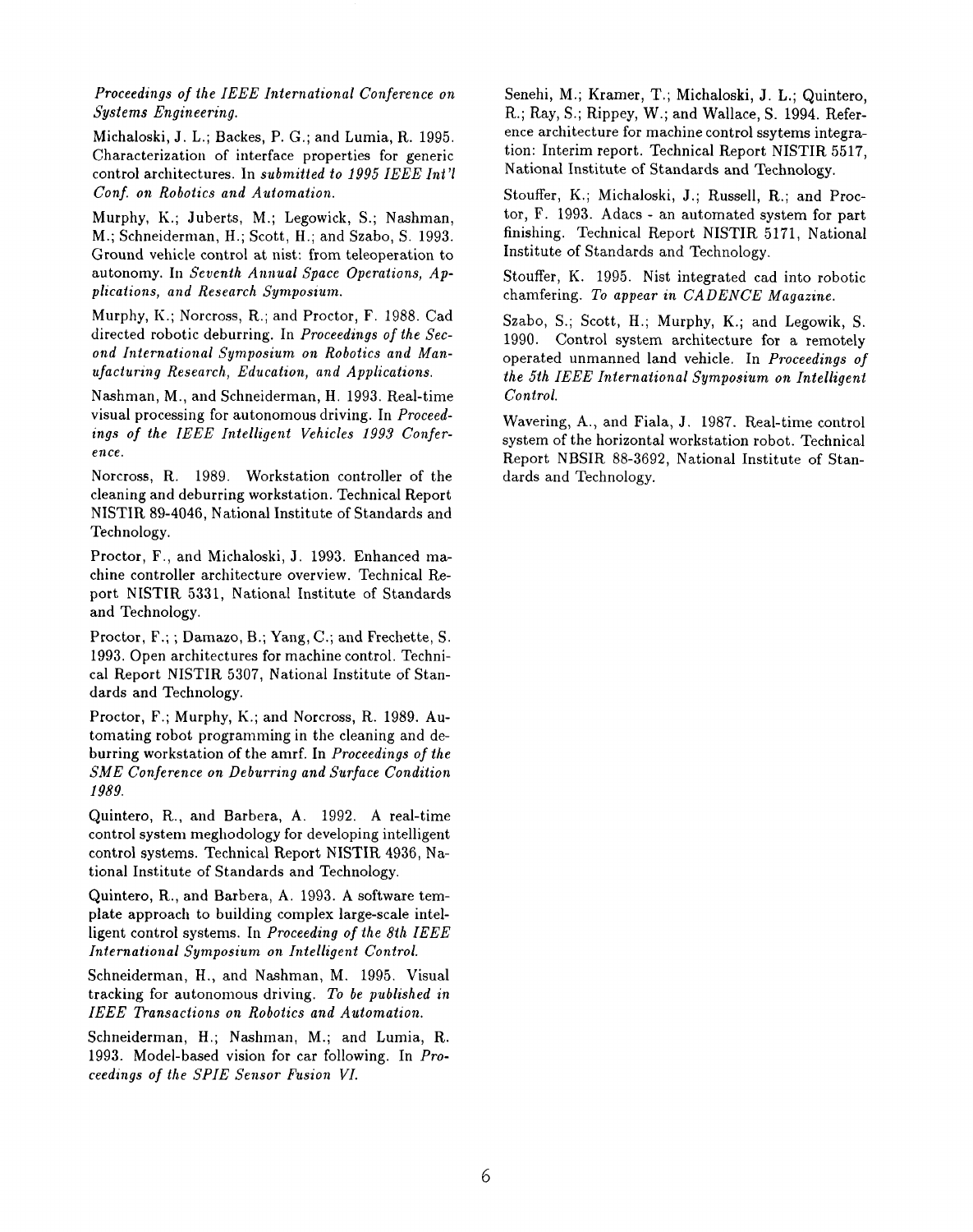*Proceedings of the IEEE International Conference on Systems Engineering.*

Michaloski, J. L.; Backes, P. G.; and Lumia, R. 1995. Characterization of interface properties for generic control architectures. In *submitted to 1995 IEEE Int'l Conf. on Robotics and Automation.*

Murphy, K.; Juberts, M.; Legowick, S.; Nashman, M.; Schneiderman, H.; Scott, H.; and Szabo, S. 1993. Ground vehicle control at nist: from teleoperation to autonomy. In *Seventh Annual Space Operations, Applications, and Research Symposium.*

Murphy, K.; Norcross, R.; and Proctor, F. 1988. Cad directed robotic deburring. In *Proceedings of the Second International Symposium on Robotics and Manufacturing Research, Education, and Applications.*

Nashman, M., and Schneiderman, H. 1993. Real-time visual processing for autonomous driving. In *Proceedings of the IEEE Intelligent Vehicles 1993 Conference.*

Norcross, R. 1989. Workstation controller of the cleaning and deburring workstation. Technical Report NISTIR 89-4046, National Institute of Standards and Technology.

Proctor, F., and Michaloski, J. 1993. Enhanced machine controller architecture overview. Technical Report NISTIR 5331, National Institute of Standards and Technology.

Proctor, F.; ; Damazo, B.; Yang, C.; and Frechette, S. 1993. Open architectures for machine control. Technical Report NISTIR 5307, National Institute of Standards and Technology.

Proctor, F.; Murphy, K.; and Norcross, R. 1989. Automating robot programming in the cleaning and deburring workstation of the amrf. In *Proceedings of the SME Conference on Deburring and Surface Condition 1989.*

Quintero, R., and Barbera, A. 1992. A real-time control system meghodology for developing intelligent control systems. Technical Report NISTIR 4936, National Institute of Standards and Technology.

Quintero, R., and Barbera, A. 1993. A software template approach to building complex large-scale intelligent control systems. In *Proceeding of the 8th IEEE International Symposium on Intelligent Control.*

Schneiderman, H., and Nashman, M. 1995. Visual tracking for autonomous driving. *To be published in IEEE Transactions on Robotics and Automation.*

Schneiderman, H.; Nashman, M.; and Lumia, R. 1993. Model-based vision for car following. In *Proceedings of the SPIE Sensor Fusion VI.*

Senehi, M.; Kramer, T.; Michaloski, J. L.; Quintero, R.; Ray, S.; Rippey, W.; and Wallace, S. 1994. Reference architecture for machine control ssytems integration: Interim report. Technical Report NISTIR 5517, National Institute of Standards and Technology.

Stouffer, K.; Michaloski, J.; Russell, R.; and Proctor, F. 1993. Adacs - an automated system for part finishing. Technical Report NISTIR 5171, National Institute of Standards and Technology.

Stouffer, K. 1995. Nist integrated cad into robotic chamfering. *To appear in CADENCE Magazine.*

Szabo, S.; Scott, H.; Murphy, K.; and Legowik, S. 1990. Control system architecture for a remotely operated unmanned land vehicle. In *Proceedings of the 5th IEEE International Symposium on Intelligent Control.*

Wavering, A., and Fiala, J. 1987. Real-time control system of the horizontal workstation robot. Technical Report NBSIR 88-3692, National Institute of Standards and Technology.